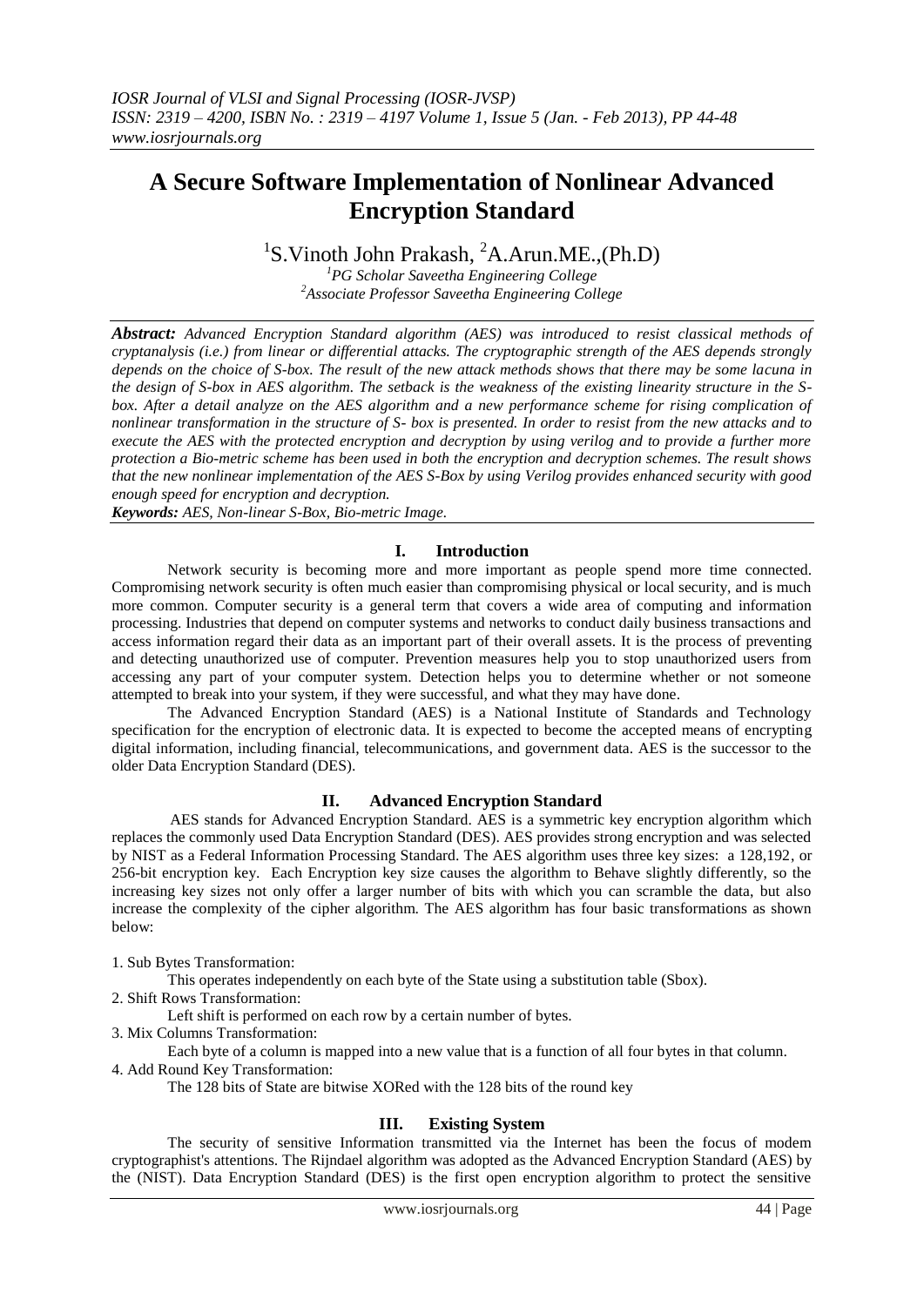# A Secure Software Implementation of Nonlinear Advanced Encryption Standard

[1]S.Vinoth John Prakash, [2]A.Arun.ME.,(Ph.D)

*[1]PG Scholar Saveetha Engineering College*
*[2]Associate Professor Saveetha Engineering College*

***Abstract:*** *Advanced Encryption Standard algorithm (AES) was introduced to resist classical methods of cryptanalysis (i.e.) from linear or differential attacks. The cryptographic strength of the AES depends strongly depends on the choice of S-box. The result of the new attack methods shows that there may be some lacuna in the design of S-box in AES algorithm. The setback is the weakness of the existing linearity structure in the S-box. After a detail analyze on the AES algorithm and a new performance scheme for rising complication of nonlinear transformation in the structure of S- box is presented. In order to resist from the new attacks and to execute the AES with the protected encryption and decryption by using verilog and to provide a further more protection a Bio-metric scheme has been used in both the encryption and decryption schemes. The result shows that the new nonlinear implementation of the AES S-Box by using Verilog provides enhanced security with good enough speed for encryption and decryption.*

***Keywords:*** *AES, Non-linear S-Box, Bio-metric Image.*

## I. Introduction

Network security is becoming more and more important as people spend more time connected. Compromising network security is often much easier than compromising physical or local security, and is much more common. Computer security is a general term that covers a wide area of computing and information processing. Industries that depend on computer systems and networks to conduct daily business transactions and access information regard their data as an important part of their overall assets. It is the process of preventing and detecting unauthorized use of computer. Prevention measures help you to stop unauthorized users from accessing any part of your computer system. Detection helps you to determine whether or not someone attempted to break into your system, if they were successful, and what they may have done.

The Advanced Encryption Standard (AES) is a National Institute of Standards and Technology specification for the encryption of electronic data. It is expected to become the accepted means of encrypting digital information, including financial, telecommunications, and government data. AES is the successor to the older Data Encryption Standard (DES).

## II. Advanced Encryption Standard

AES stands for Advanced Encryption Standard. AES is a symmetric key encryption algorithm which replaces the commonly used Data Encryption Standard (DES). AES provides strong encryption and was selected by NIST as a Federal Information Processing Standard. The AES algorithm uses three key sizes: a 128,192, or 256-bit encryption key. Each Encryption key size causes the algorithm to Behave slightly differently, so the increasing key sizes not only offer a larger number of bits with which you can scramble the data, but also increase the complexity of the cipher algorithm. The AES algorithm has four basic transformations as shown below:

1. Sub Bytes Transformation:
   This operates independently on each byte of the State using a substitution table (Sbox).
2. Shift Rows Transformation:
   Left shift is performed on each row by a certain number of bytes.
3. Mix Columns Transformation:
   Each byte of a column is mapped into a new value that is a function of all four bytes in that column.
4. Add Round Key Transformation:
   The 128 bits of State are bitwise XORed with the 128 bits of the round key

## III. Existing System

The security of sensitive Information transmitted via the Internet has been the focus of modem cryptographist's attentions. The Rijndael algorithm was adopted as the Advanced Encryption Standard (AES) by the (NIST). Data Encryption Standard (DES) is the first open encryption algorithm to protect the sensitive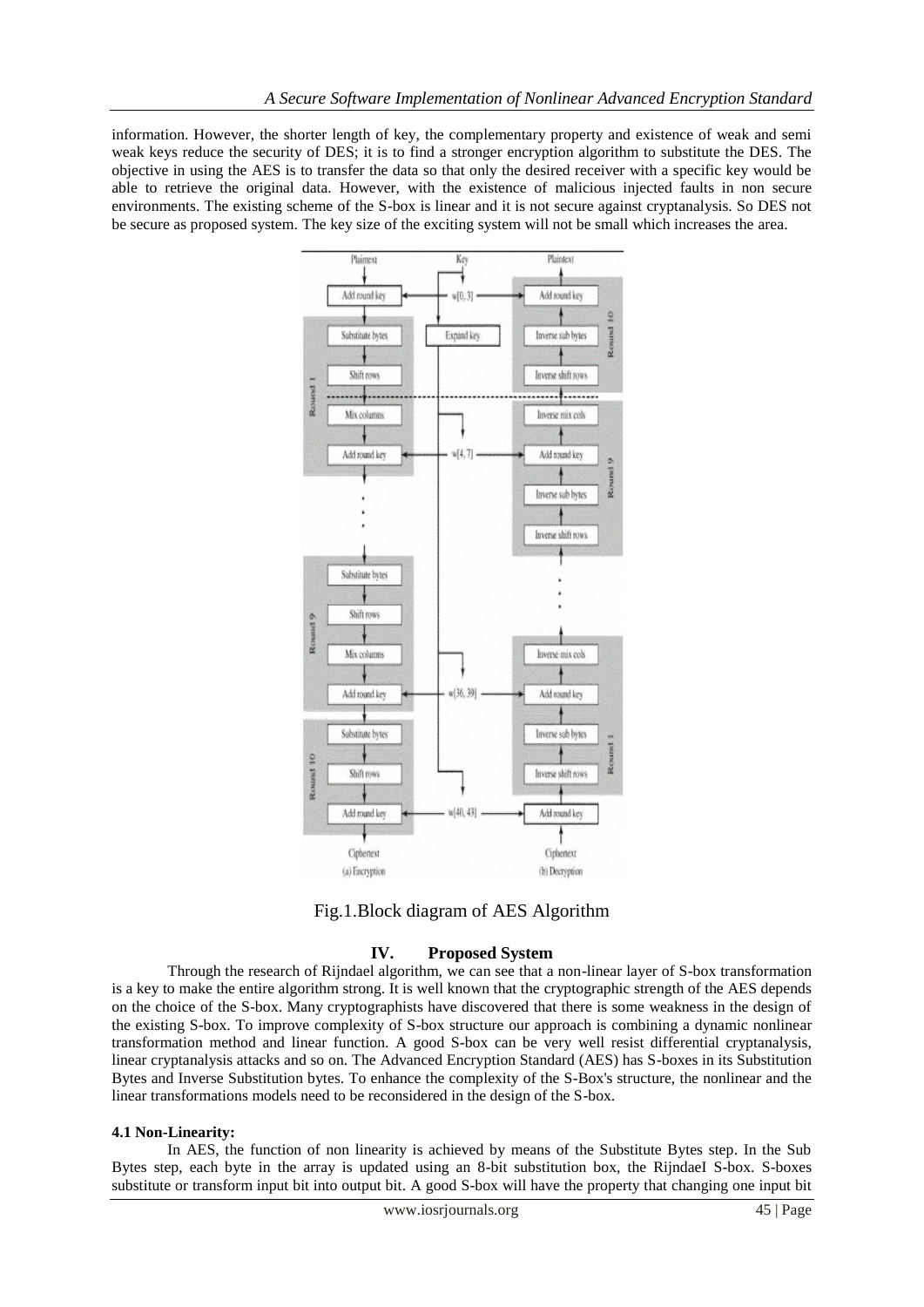information. However, the shorter length of key, the complementary property and existence of weak and semi weak keys reduce the security of DES; it is to find a stronger encryption algorithm to substitute the DES. The objective in using the AES is to transfer the data so that only the desired receiver with a specific key would be able to retrieve the original data. However, with the existence of malicious injected faults in non secure environments. The existing scheme of the S-box is linear and it is not secure against cryptanalysis. So DES not be secure as proposed system. The key size of the exciting system will not be small which increases the area.

Fig.1.Block diagram of AES Algorithm

## IV. Proposed System

Through the research of Rijndael algorithm, we can see that a non-linear layer of S-box transformation is a key to make the entire algorithm strong. It is well known that the cryptographic strength of the AES depends on the choice of the S-box. Many cryptographists have discovered that there is some weakness in the design of the existing S-box. To improve complexity of S-box structure our approach is combining a dynamic nonlinear transformation method and linear function. A good S-box can be very well resist differential cryptanalysis, linear cryptanalysis attacks and so on. The Advanced Encryption Standard (AES) has S-boxes in its Substitution Bytes and Inverse Substitution bytes. To enhance the complexity of the S-Box's structure, the nonlinear and the linear transformations models need to be reconsidered in the design of the S-box.

### 4.1 Non-Linearity:

In AES, the function of non linearity is achieved by means of the Substitute Bytes step. In the Sub Bytes step, each byte in the array is updated using an 8-bit substitution box, the RijndaeI S-box. S-boxes substitute or transform input bit into output bit. A good S-box will have the property that changing one input bit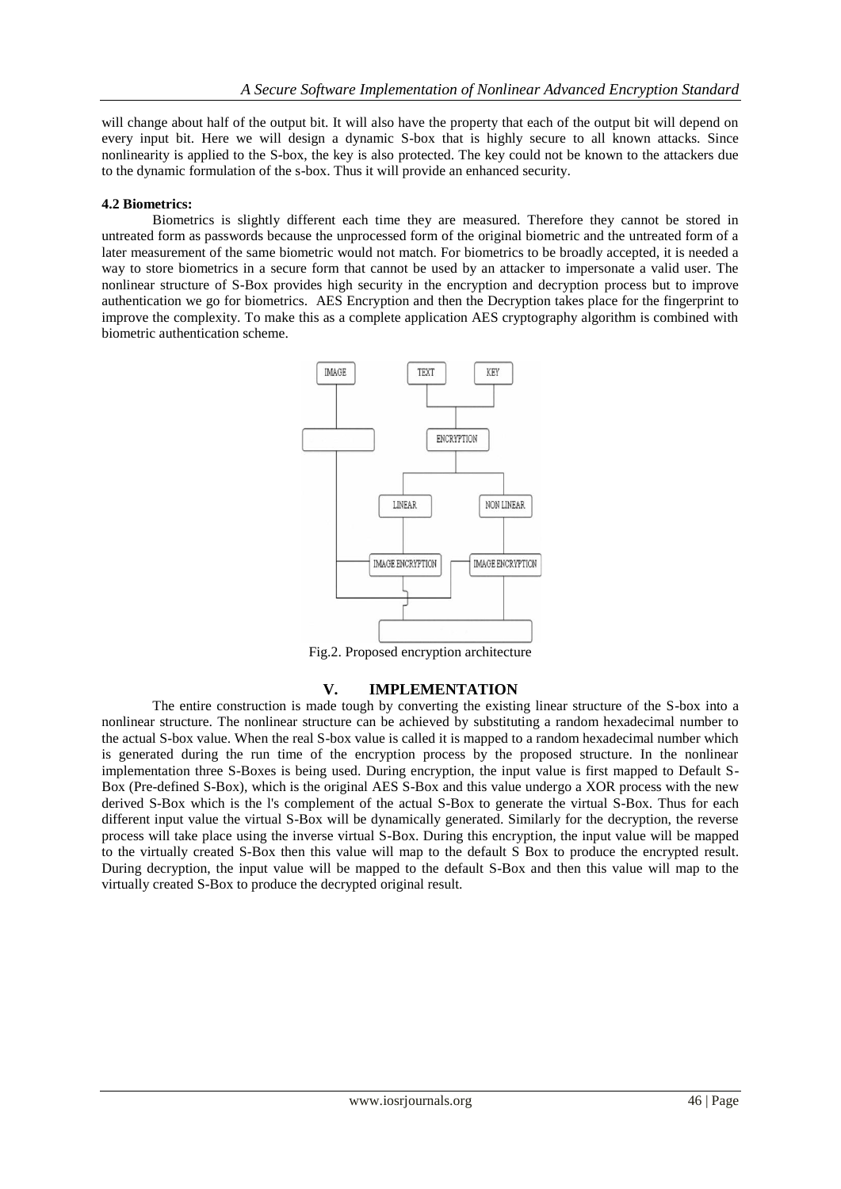will change about half of the output bit. It will also have the property that each of the output bit will depend on every input bit. Here we will design a dynamic S-box that is highly secure to all known attacks. Since nonlinearity is applied to the S-box, the key is also protected. The key could not be known to the attackers due to the dynamic formulation of the s-box. Thus it will provide an enhanced security.

**4.2 Biometrics:**

Biometrics is slightly different each time they are measured. Therefore they cannot be stored in untreated form as passwords because the unprocessed form of the original biometric and the untreated form of a later measurement of the same biometric would not match. For biometrics to be broadly accepted, it is needed a way to store biometrics in a secure form that cannot be used by an attacker to impersonate a valid user. The nonlinear structure of S-Box provides high security in the encryption and decryption process but to improve authentication we go for biometrics. AES Encryption and then the Decryption takes place for the fingerprint to improve the complexity. To make this as a complete application AES cryptography algorithm is combined with biometric authentication scheme.

Fig.2. Proposed encryption architecture

## V. IMPLEMENTATION

The entire construction is made tough by converting the existing linear structure of the S-box into a nonlinear structure. The nonlinear structure can be achieved by substituting a random hexadecimal number to the actual S-box value. When the real S-box value is called it is mapped to a random hexadecimal number which is generated during the run time of the encryption process by the proposed structure. In the nonlinear implementation three S-Boxes is being used. During encryption, the input value is first mapped to Default S-Box (Pre-defined S-Box), which is the original AES S-Box and this value undergo a XOR process with the new derived S-Box which is the l's complement of the actual S-Box to generate the virtual S-Box. Thus for each different input value the virtual S-Box will be dynamically generated. Similarly for the decryption, the reverse process will take place using the inverse virtual S-Box. During this encryption, the input value will be mapped to the virtually created S-Box then this value will map to the default S Box to produce the encrypted result. During decryption, the input value will be mapped to the default S-Box and then this value will map to the virtually created S-Box to produce the decrypted original result.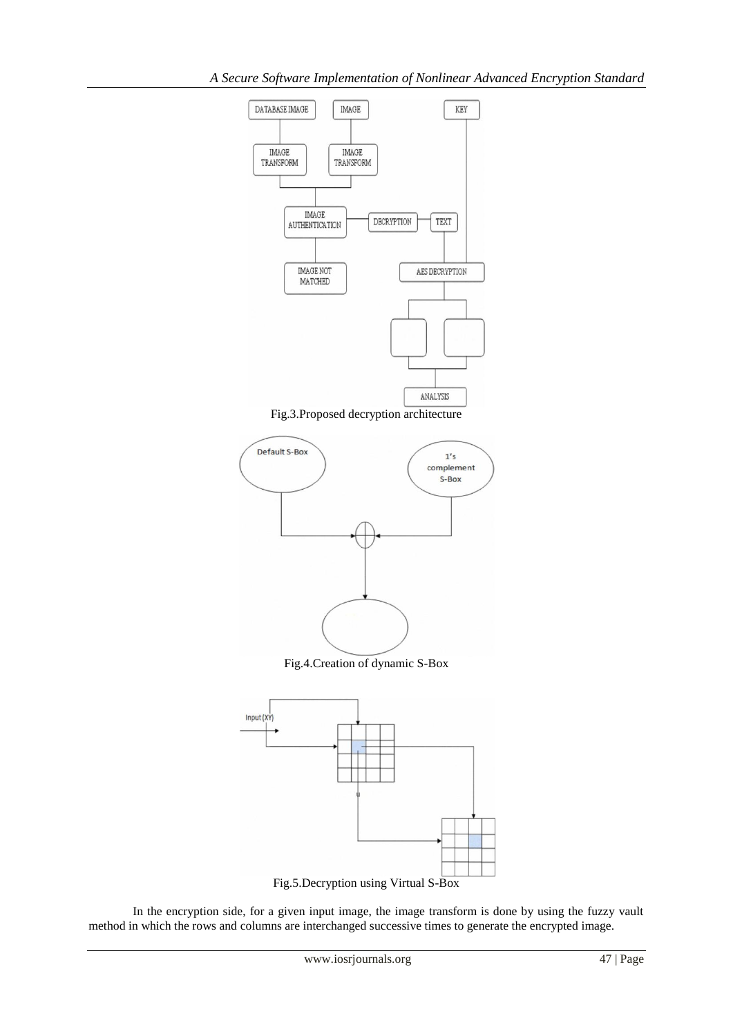Fig.3.Proposed decryption architecture

Fig.4.Creation of dynamic S-Box

Fig.5.Decryption using Virtual S-Box

In the encryption side, for a given input image, the image transform is done by using the fuzzy vault method in which the rows and columns are interchanged successive times to generate the encrypted image.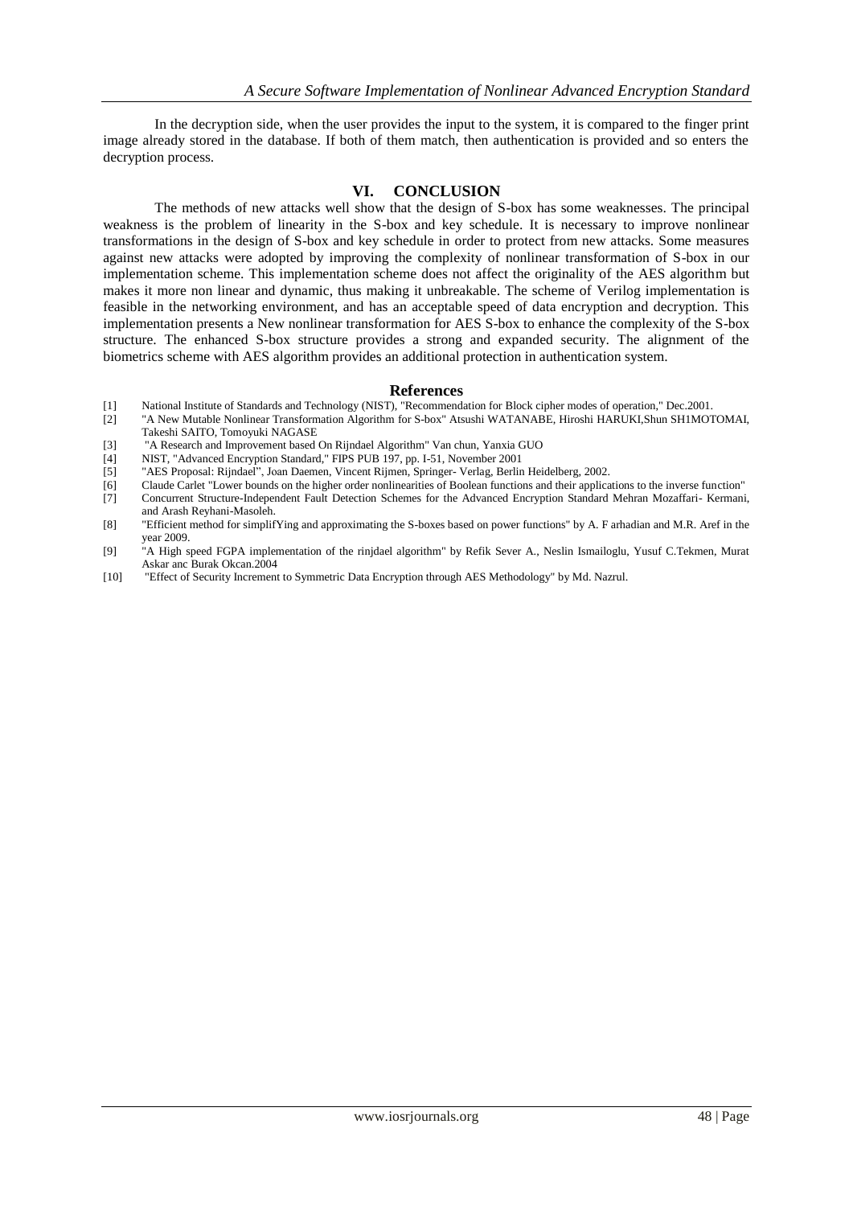In the decryption side, when the user provides the input to the system, it is compared to the finger print image already stored in the database. If both of them match, then authentication is provided and so enters the decryption process.

## VI. CONCLUSION

The methods of new attacks well show that the design of S-box has some weaknesses. The principal weakness is the problem of linearity in the S-box and key schedule. It is necessary to improve nonlinear transformations in the design of S-box and key schedule in order to protect from new attacks. Some measures against new attacks were adopted by improving the complexity of nonlinear transformation of S-box in our implementation scheme. This implementation scheme does not affect the originality of the AES algorithm but makes it more non linear and dynamic, thus making it unbreakable. The scheme of Verilog implementation is feasible in the networking environment, and has an acceptable speed of data encryption and decryption. This implementation presents a New nonlinear transformation for AES S-box to enhance the complexity of the S-box structure. The enhanced S-box structure provides a strong and expanded security. The alignment of the biometrics scheme with AES algorithm provides an additional protection in authentication system.

## References

[1] National Institute of Standards and Technology (NIST), "Recommendation for Block cipher modes of operation," Dec.2001.

[2] "A New Mutable Nonlinear Transformation Algorithm for S-box" Atsushi WATANABE, Hiroshi HARUKI,Shun SH1MOTOMAI, Takeshi SAITO, Tomoyuki NAGASE

[3] "A Research and Improvement based On Rijndael Algorithm" Van chun, Yanxia GUO

[4] NIST, "Advanced Encryption Standard," FIPS PUB 197, pp. I-51, November 2001

[5] "AES Proposal: Rijndael", Joan Daemen, Vincent Rijmen, Springer- Verlag, Berlin Heidelberg, 2002.

[6] Claude Carlet "Lower bounds on the higher order nonlinearities of Boolean functions and their applications to the inverse function"

[7] Concurrent Structure-Independent Fault Detection Schemes for the Advanced Encryption Standard Mehran Mozaffari- Kermani, and Arash Reyhani-Masoleh.

[8] "Efficient method for simplifYing and approximating the S-boxes based on power functions" by A. F arhadian and M.R. Aref in the year 2009.

[9] "A High speed FGPA implementation of the rinjdael algorithm" by Refik Sever A., Neslin Ismailoglu, Yusuf C.Tekmen, Murat Askar anc Burak Okcan.2004

[10] "Effect of Security Increment to Symmetric Data Encryption through AES Methodology" by Md. Nazrul.